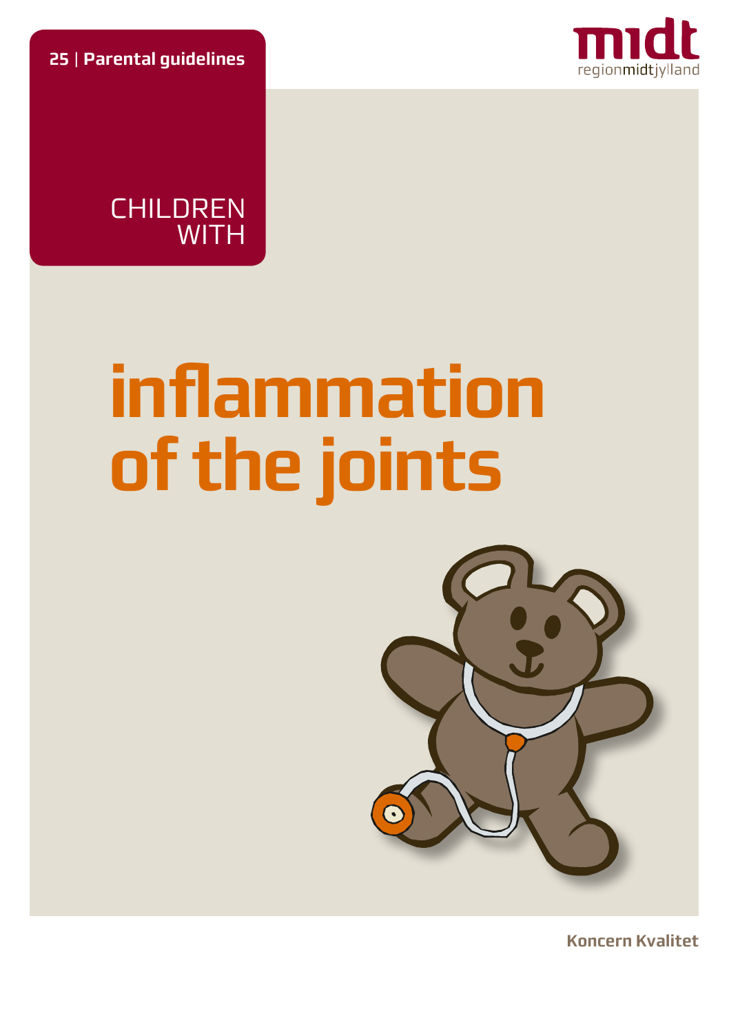**25** | **Parental guidelines**

midt
regionmidtjylland

CHILDREN WITH

# inflammation of the joints

**Koncern Kvalitet**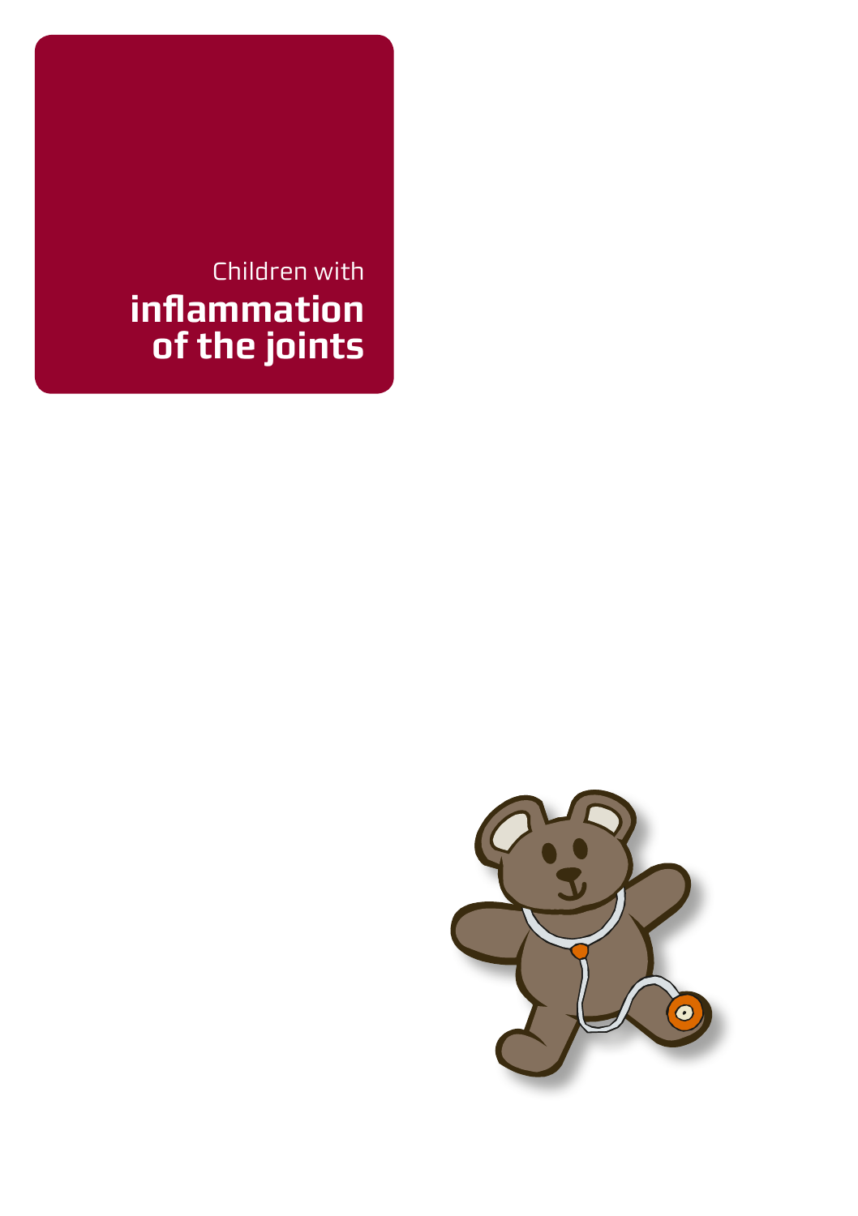Children with

# inflammation of the joints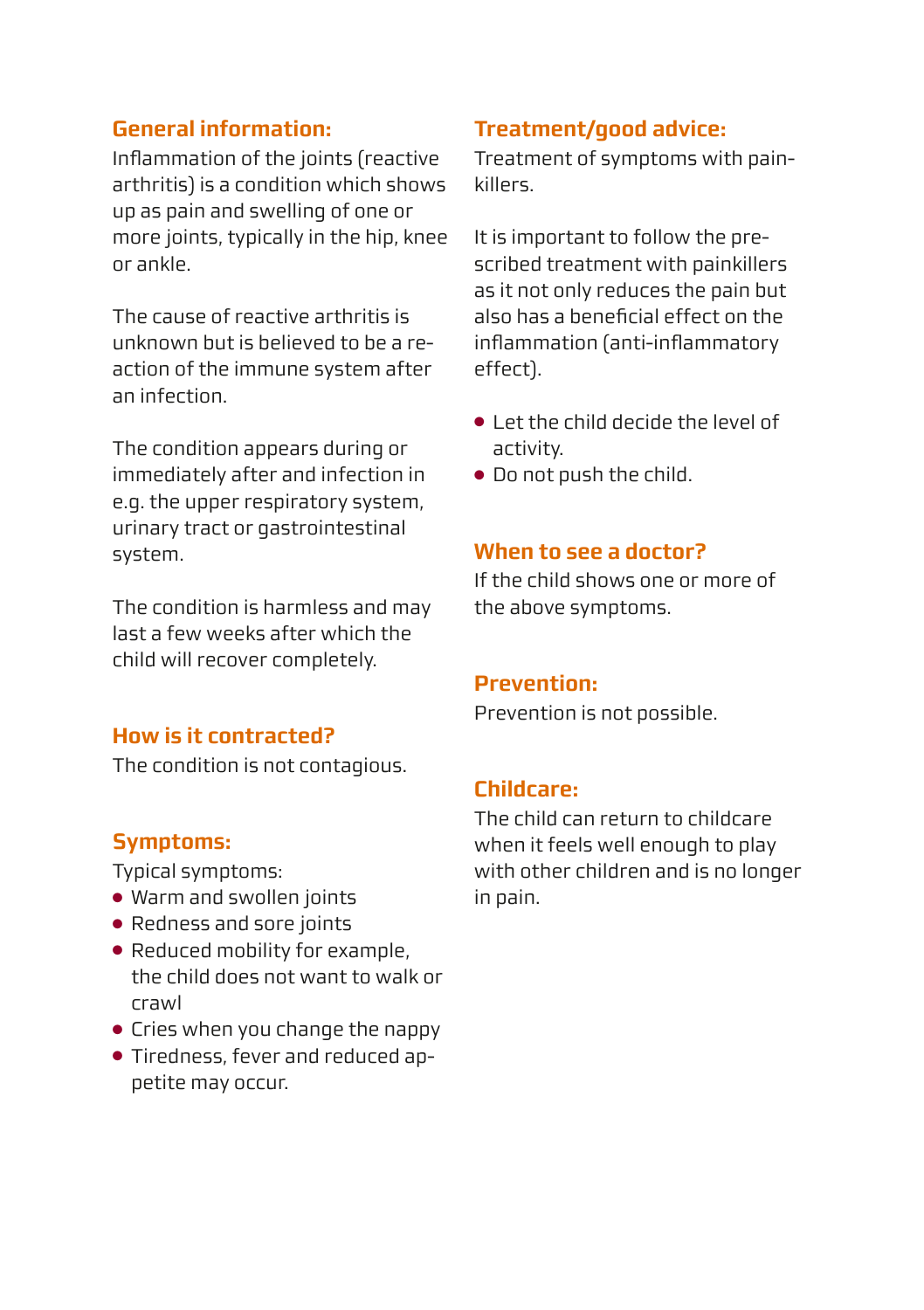## General information:

Inflammation of the joints (reactive arthritis) is a condition which shows up as pain and swelling of one or more joints, typically in the hip, knee or ankle.

The cause of reactive arthritis is unknown but is believed to be a reaction of the immune system after an infection.

The condition appears during or immediately after and infection in e.g. the upper respiratory system, urinary tract or gastrointestinal system.

The condition is harmless and may last a few weeks after which the child will recover completely.

## How is it contracted?

The condition is not contagious.

## Symptoms:

Typical symptoms:

- Warm and swollen joints
- Redness and sore joints
- Reduced mobility for example, the child does not want to walk or crawl
- Cries when you change the nappy
- Tiredness, fever and reduced appetite may occur.

## Treatment/good advice:

Treatment of symptoms with painkillers.

It is important to follow the prescribed treatment with painkillers as it not only reduces the pain but also has a beneficial effect on the inflammation (anti-inflammatory effect).

- Let the child decide the level of activity.
- Do not push the child.

## When to see a doctor?

If the child shows one or more of the above symptoms.

## Prevention:

Prevention is not possible.

## Childcare:

The child can return to childcare when it feels well enough to play with other children and is no longer in pain.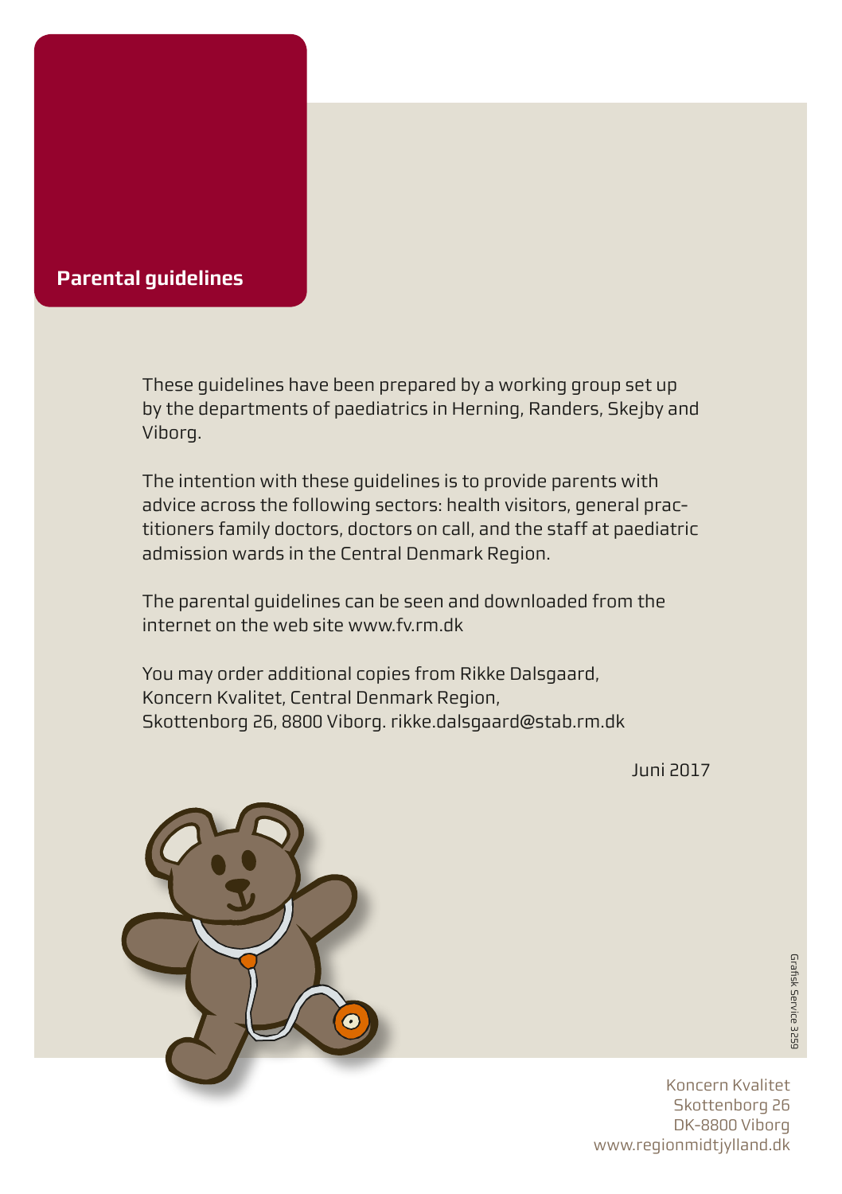## Parental guidelines

These guidelines have been prepared by a working group set up by the departments of paediatrics in Herning, Randers, Skejby and Viborg.

The intention with these guidelines is to provide parents with advice across the following sectors: health visitors, general practitioners family doctors, doctors on call, and the staff at paediatric admission wards in the Central Denmark Region.

The parental guidelines can be seen and downloaded from the internet on the web site www.fv.rm.dk

You may order additional copies from Rikke Dalsgaard,
Koncern Kvalitet, Central Denmark Region,
Skottenborg 26, 8800 Viborg. rikke.dalsgaard@stab.rm.dk

Juni 2017

Grafisk Service 3259

Koncern Kvalitet
Skottenborg 26
DK-8800 Viborg
www.regionmidtjylland.dk